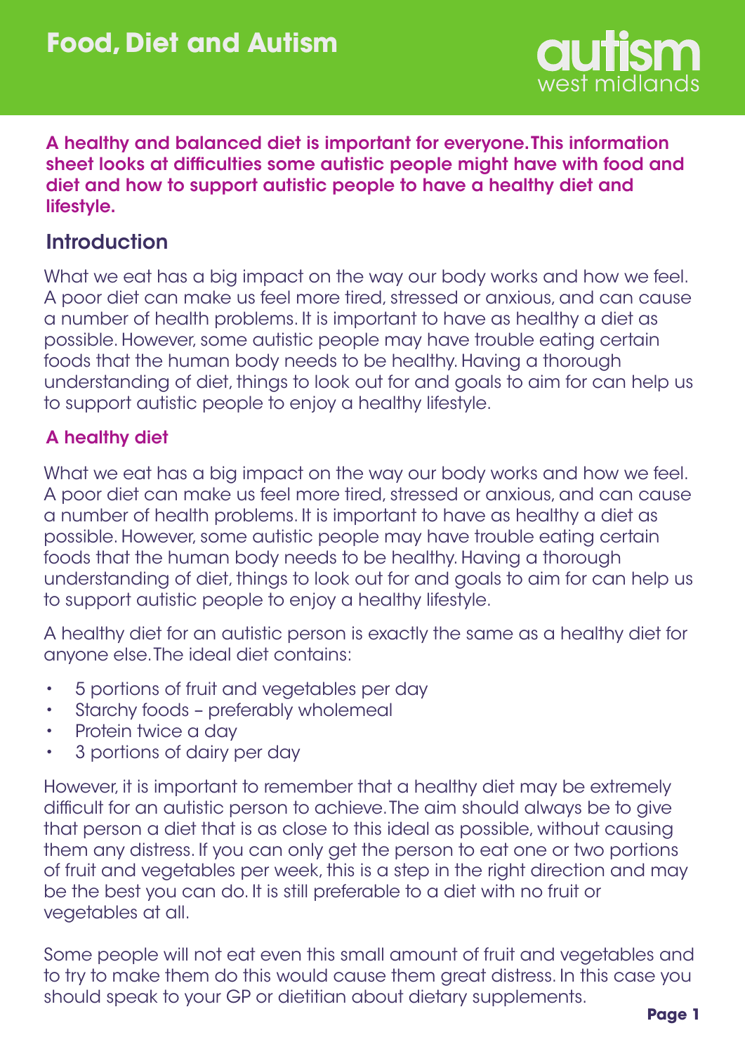# Food, Diet and Autism

autism west midlands

**A healthy and balanced diet is important for everyone. This information sheet looks at difficulties some autistic people might have with food and diet and how to support autistic people to have a healthy diet and lifestyle.**

## Introduction

What we eat has a big impact on the way our body works and how we feel. A poor diet can make us feel more tired, stressed or anxious, and can cause a number of health problems. It is important to have as healthy a diet as possible. However, some autistic people may have trouble eating certain foods that the human body needs to be healthy. Having a thorough understanding of diet, things to look out for and goals to aim for can help us to support autistic people to enjoy a healthy lifestyle.

### A healthy diet

What we eat has a big impact on the way our body works and how we feel. A poor diet can make us feel more tired, stressed or anxious, and can cause a number of health problems. It is important to have as healthy a diet as possible. However, some autistic people may have trouble eating certain foods that the human body needs to be healthy. Having a thorough understanding of diet, things to look out for and goals to aim for can help us to support autistic people to enjoy a healthy lifestyle.

A healthy diet for an autistic person is exactly the same as a healthy diet for anyone else. The ideal diet contains:

- 5 portions of fruit and vegetables per day
- Starchy foods – preferably wholemeal
- Protein twice a day
- 3 portions of dairy per day

However, it is important to remember that a healthy diet may be extremely difficult for an autistic person to achieve. The aim should always be to give that person a diet that is as close to this ideal as possible, without causing them any distress. If you can only get the person to eat one or two portions of fruit and vegetables per week, this is a step in the right direction and may be the best you can do. It is still preferable to a diet with no fruit or vegetables at all.

Some people will not eat even this small amount of fruit and vegetables and to try to make them do this would cause them great distress. In this case you should speak to your GP or dietitian about dietary supplements.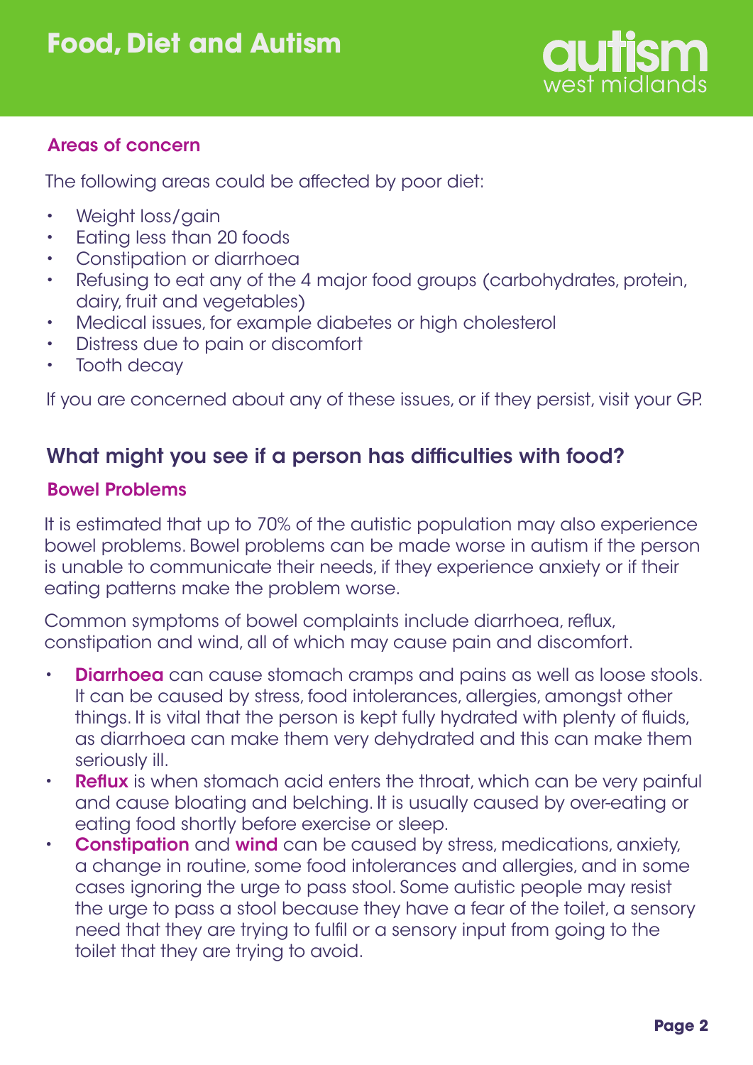### Areas of concern

The following areas could be affected by poor diet:

- Weight loss/gain
- Eating less than 20 foods
- Constipation or diarrhoea
- Refusing to eat any of the 4 major food groups (carbohydrates, protein, dairy, fruit and vegetables)
- Medical issues, for example diabetes or high cholesterol
- Distress due to pain or discomfort
- Tooth decay

If you are concerned about any of these issues, or if they persist, visit your GP.

## What might you see if a person has difficulties with food?

### Bowel Problems

It is estimated that up to 70% of the autistic population may also experience bowel problems. Bowel problems can be made worse in autism if the person is unable to communicate their needs, if they experience anxiety or if their eating patterns make the problem worse.

Common symptoms of bowel complaints include diarrhoea, reflux, constipation and wind, all of which may cause pain and discomfort.

- **Diarrhoea** can cause stomach cramps and pains as well as loose stools. It can be caused by stress, food intolerances, allergies, amongst other things. It is vital that the person is kept fully hydrated with plenty of fluids, as diarrhoea can make them very dehydrated and this can make them seriously ill.
- **Reflux** is when stomach acid enters the throat, which can be very painful and cause bloating and belching. It is usually caused by over-eating or eating food shortly before exercise or sleep.
- **Constipation** and **wind** can be caused by stress, medications, anxiety, a change in routine, some food intolerances and allergies, and in some cases ignoring the urge to pass stool. Some autistic people may resist the urge to pass a stool because they have a fear of the toilet, a sensory need that they are trying to fulfil or a sensory input from going to the toilet that they are trying to avoid.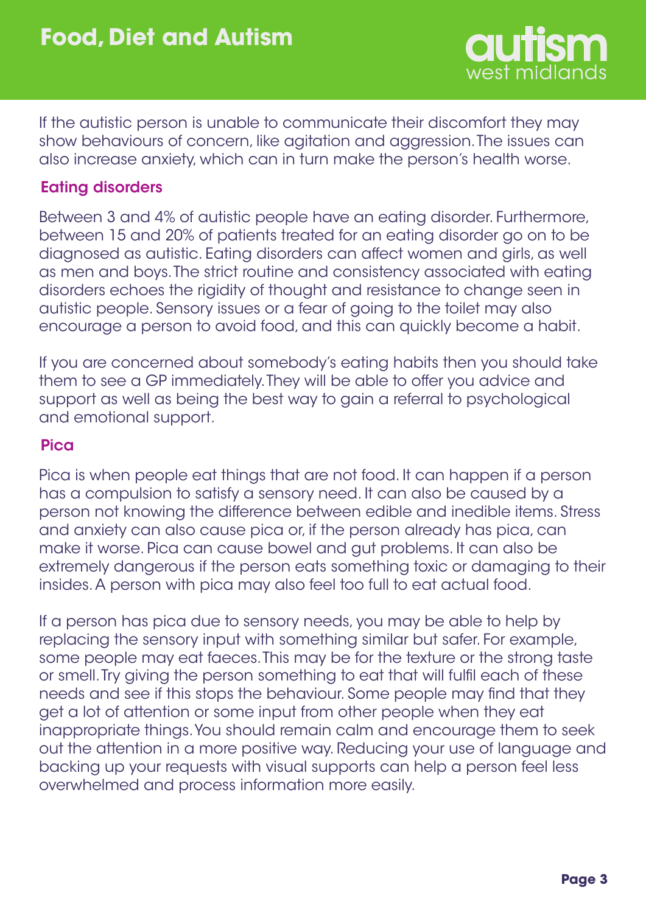If the autistic person is unable to communicate their discomfort they may show behaviours of concern, like agitation and aggression. The issues can also increase anxiety, which can in turn make the person's health worse.

## Eating disorders

Between 3 and 4% of autistic people have an eating disorder. Furthermore, between 15 and 20% of patients treated for an eating disorder go on to be diagnosed as autistic. Eating disorders can affect women and girls, as well as men and boys. The strict routine and consistency associated with eating disorders echoes the rigidity of thought and resistance to change seen in autistic people. Sensory issues or a fear of going to the toilet may also encourage a person to avoid food, and this can quickly become a habit.

If you are concerned about somebody's eating habits then you should take them to see a GP immediately. They will be able to offer you advice and support as well as being the best way to gain a referral to psychological and emotional support.

## Pica

Pica is when people eat things that are not food. It can happen if a person has a compulsion to satisfy a sensory need. It can also be caused by a person not knowing the difference between edible and inedible items. Stress and anxiety can also cause pica or, if the person already has pica, can make it worse. Pica can cause bowel and gut problems. It can also be extremely dangerous if the person eats something toxic or damaging to their insides. A person with pica may also feel too full to eat actual food.

If a person has pica due to sensory needs, you may be able to help by replacing the sensory input with something similar but safer. For example, some people may eat faeces. This may be for the texture or the strong taste or smell. Try giving the person something to eat that will fulfil each of these needs and see if this stops the behaviour. Some people may find that they get a lot of attention or some input from other people when they eat inappropriate things. You should remain calm and encourage them to seek out the attention in a more positive way. Reducing your use of language and backing up your requests with visual supports can help a person feel less overwhelmed and process information more easily.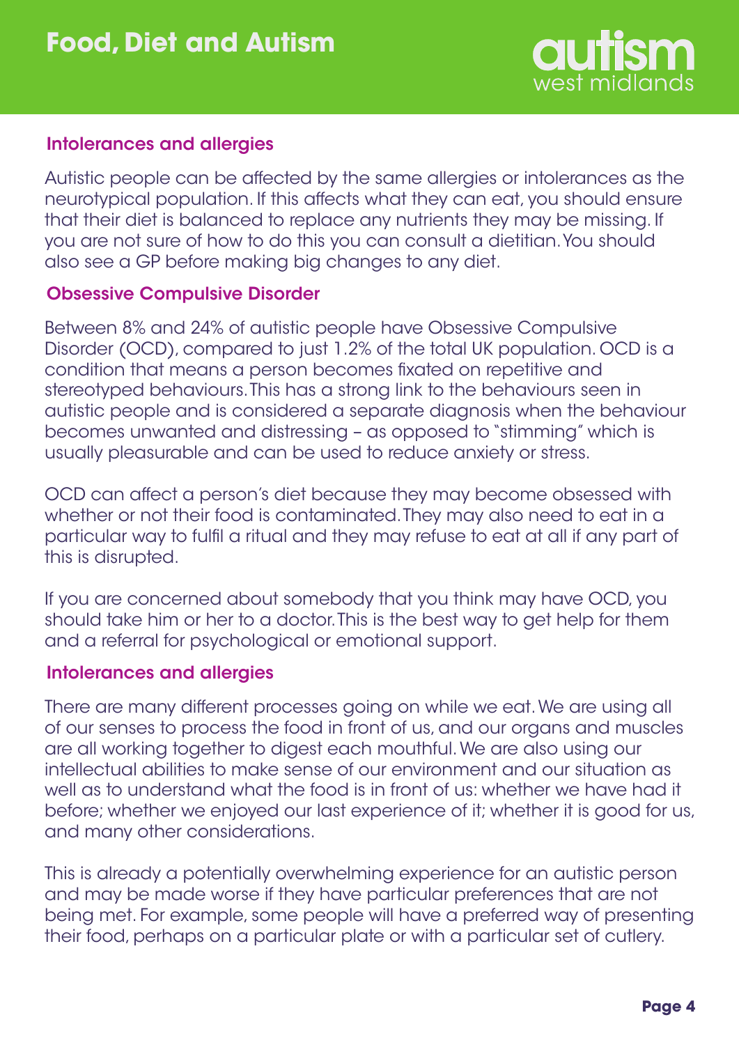### Intolerances and allergies

Autistic people can be affected by the same allergies or intolerances as the neurotypical population. If this affects what they can eat, you should ensure that their diet is balanced to replace any nutrients they may be missing. If you are not sure of how to do this you can consult a dietitian. You should also see a GP before making big changes to any diet.

### Obsessive Compulsive Disorder

Between 8% and 24% of autistic people have Obsessive Compulsive Disorder (OCD), compared to just 1.2% of the total UK population. OCD is a condition that means a person becomes fixated on repetitive and stereotyped behaviours. This has a strong link to the behaviours seen in autistic people and is considered a separate diagnosis when the behaviour becomes unwanted and distressing – as opposed to "stimming" which is usually pleasurable and can be used to reduce anxiety or stress.

OCD can affect a person's diet because they may become obsessed with whether or not their food is contaminated. They may also need to eat in a particular way to fulfil a ritual and they may refuse to eat at all if any part of this is disrupted.

If you are concerned about somebody that you think may have OCD, you should take him or her to a doctor. This is the best way to get help for them and a referral for psychological or emotional support.

### Intolerances and allergies

There are many different processes going on while we eat. We are using all of our senses to process the food in front of us, and our organs and muscles are all working together to digest each mouthful. We are also using our intellectual abilities to make sense of our environment and our situation as well as to understand what the food is in front of us: whether we have had it before; whether we enjoyed our last experience of it; whether it is good for us, and many other considerations.

This is already a potentially overwhelming experience for an autistic person and may be made worse if they have particular preferences that are not being met. For example, some people will have a preferred way of presenting their food, perhaps on a particular plate or with a particular set of cutlery.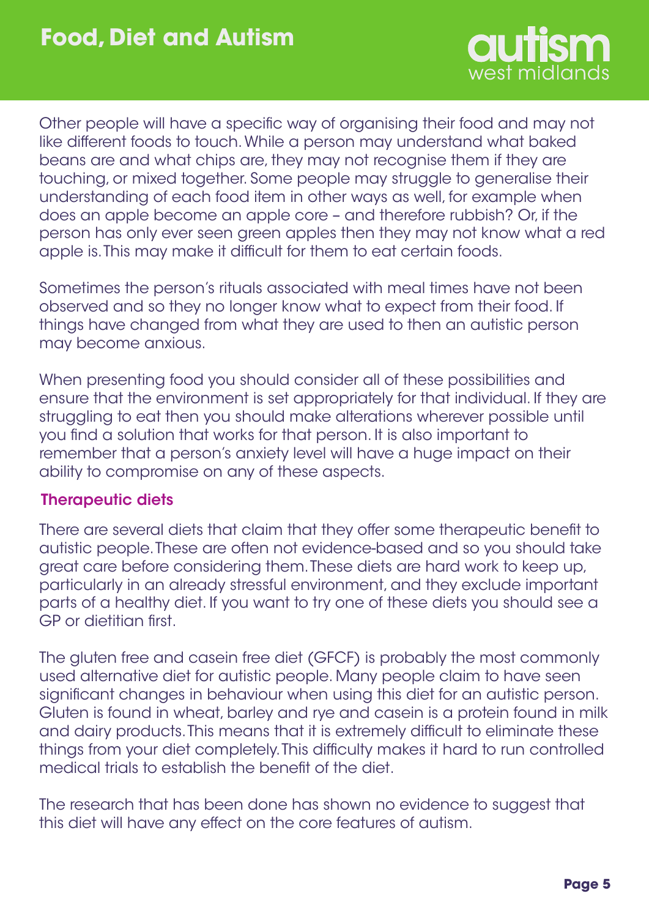Other people will have a specific way of organising their food and may not like different foods to touch. While a person may understand what baked beans are and what chips are, they may not recognise them if they are touching, or mixed together. Some people may struggle to generalise their understanding of each food item in other ways as well, for example when does an apple become an apple core – and therefore rubbish? Or, if the person has only ever seen green apples then they may not know what a red apple is. This may make it difficult for them to eat certain foods.

Sometimes the person's rituals associated with meal times have not been observed and so they no longer know what to expect from their food. If things have changed from what they are used to then an autistic person may become anxious.

When presenting food you should consider all of these possibilities and ensure that the environment is set appropriately for that individual. If they are struggling to eat then you should make alterations wherever possible until you find a solution that works for that person. It is also important to remember that a person's anxiety level will have a huge impact on their ability to compromise on any of these aspects.

## Therapeutic diets

There are several diets that claim that they offer some therapeutic benefit to autistic people. These are often not evidence-based and so you should take great care before considering them. These diets are hard work to keep up, particularly in an already stressful environment, and they exclude important parts of a healthy diet. If you want to try one of these diets you should see a GP or dietitian first.

The gluten free and casein free diet (GFCF) is probably the most commonly used alternative diet for autistic people. Many people claim to have seen significant changes in behaviour when using this diet for an autistic person. Gluten is found in wheat, barley and rye and casein is a protein found in milk and dairy products. This means that it is extremely difficult to eliminate these things from your diet completely. This difficulty makes it hard to run controlled medical trials to establish the benefit of the diet.

The research that has been done has shown no evidence to suggest that this diet will have any effect on the core features of autism.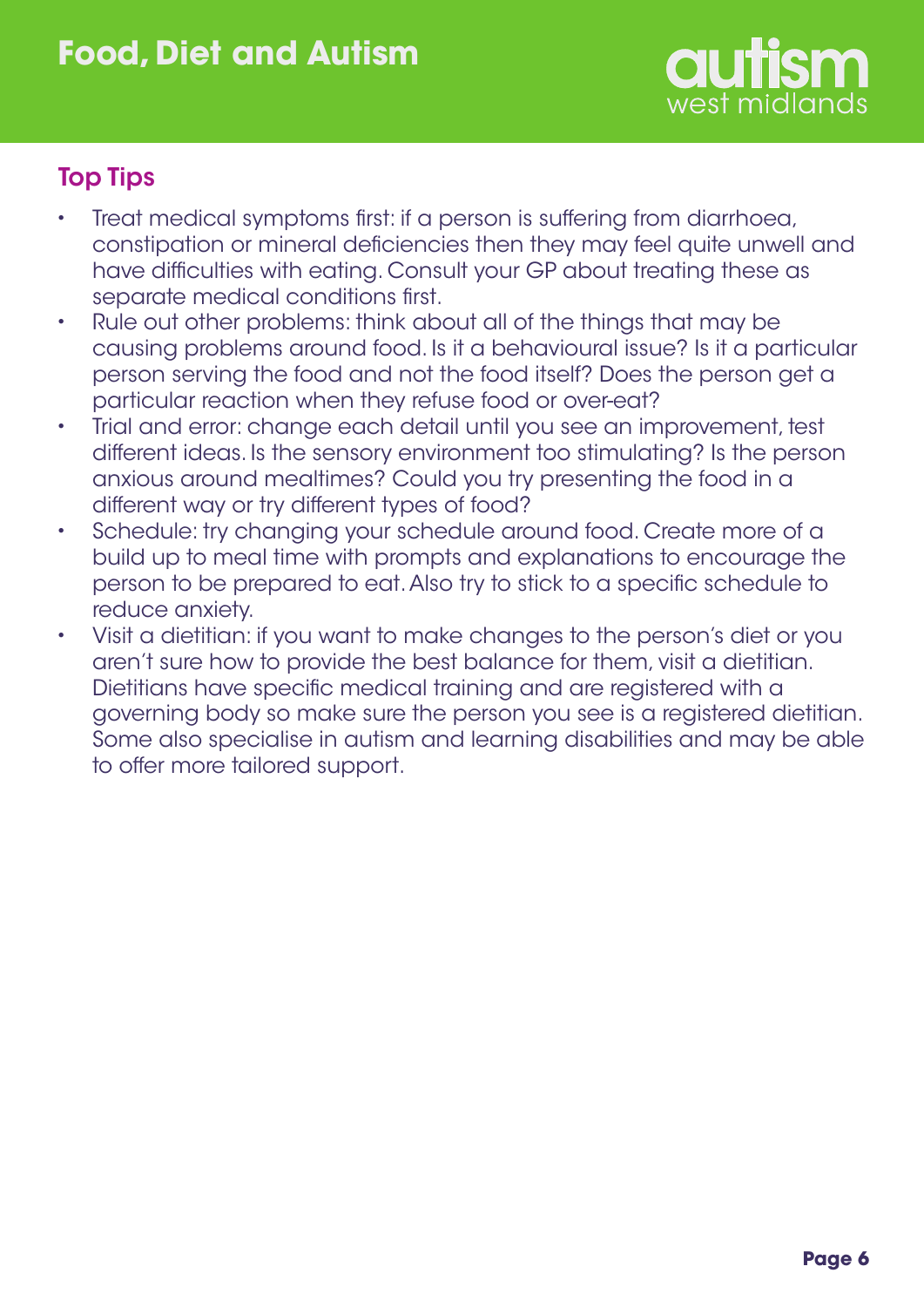## Top Tips

- Treat medical symptoms first: if a person is suffering from diarrhoea, constipation or mineral deficiencies then they may feel quite unwell and have difficulties with eating. Consult your GP about treating these as separate medical conditions first.
- Rule out other problems: think about all of the things that may be causing problems around food. Is it a behavioural issue? Is it a particular person serving the food and not the food itself? Does the person get a particular reaction when they refuse food or over-eat?
- Trial and error: change each detail until you see an improvement, test different ideas. Is the sensory environment too stimulating? Is the person anxious around mealtimes? Could you try presenting the food in a different way or try different types of food?
- Schedule: try changing your schedule around food. Create more of a build up to meal time with prompts and explanations to encourage the person to be prepared to eat. Also try to stick to a specific schedule to reduce anxiety.
- Visit a dietitian: if you want to make changes to the person's diet or you aren't sure how to provide the best balance for them, visit a dietitian. Dietitians have specific medical training and are registered with a governing body so make sure the person you see is a registered dietitian. Some also specialise in autism and learning disabilities and may be able to offer more tailored support.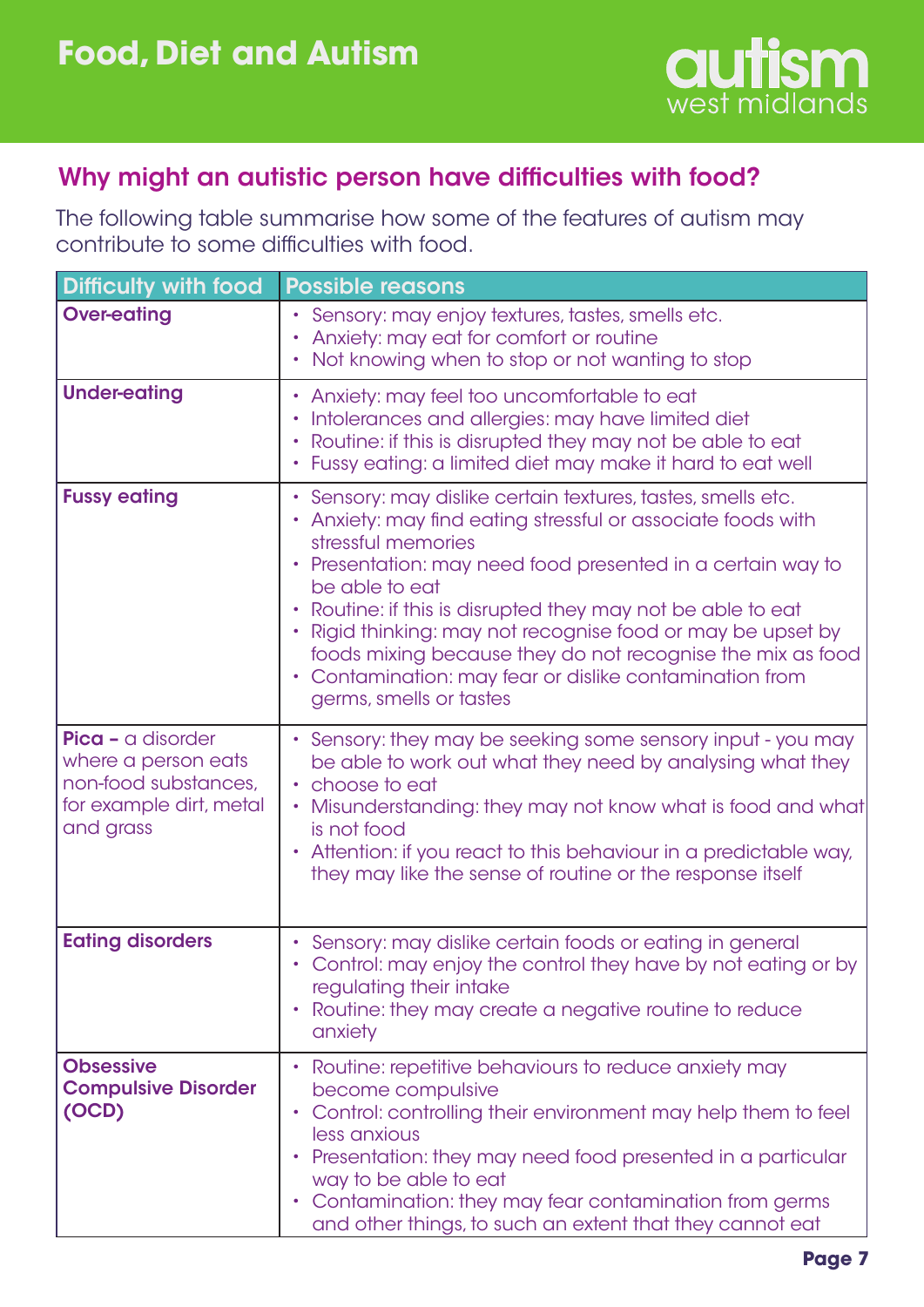# Food, Diet and Autism

## Why might an autistic person have difficulties with food?

The following table summarise how some of the features of autism may contribute to some difficulties with food.

| Difficulty with food | Possible reasons |
| --- | --- |
| **Over-eating** | • Sensory: may enjoy textures, tastes, smells etc.<br>• Anxiety: may eat for comfort or routine<br>• Not knowing when to stop or not wanting to stop |
| **Under-eating** | • Anxiety: may feel too uncomfortable to eat<br>• Intolerances and allergies: may have limited diet<br>• Routine: if this is disrupted they may not be able to eat<br>• Fussy eating: a limited diet may make it hard to eat well |
| **Fussy eating** | • Sensory: may dislike certain textures, tastes, smells etc.<br>• Anxiety: may find eating stressful or associate foods with stressful memories<br>• Presentation: may need food presented in a certain way to be able to eat<br>• Routine: if this is disrupted they may not be able to eat<br>• Rigid thinking: may not recognise food or may be upset by foods mixing because they do not recognise the mix as food<br>• Contamination: may fear or dislike contamination from germs, smells or tastes |
| **Pica –** a disorder where a person eats non-food substances, for example dirt, metal and grass | • Sensory: they may be seeking some sensory input - you may be able to work out what they need by analysing what they<br>• choose to eat<br>• Misunderstanding: they may not know what is food and what is not food<br>• Attention: if you react to this behaviour in a predictable way, they may like the sense of routine or the response itself |
| **Eating disorders** | • Sensory: may dislike certain foods or eating in general<br>• Control: may enjoy the control they have by not eating or by regulating their intake<br>• Routine: they may create a negative routine to reduce anxiety |
| **Obsessive Compulsive Disorder (OCD)** | • Routine: repetitive behaviours to reduce anxiety may become compulsive<br>• Control: controlling their environment may help them to feel less anxious<br>• Presentation: they may need food presented in a particular way to be able to eat<br>• Contamination: they may fear contamination from germs and other things, to such an extent that they cannot eat |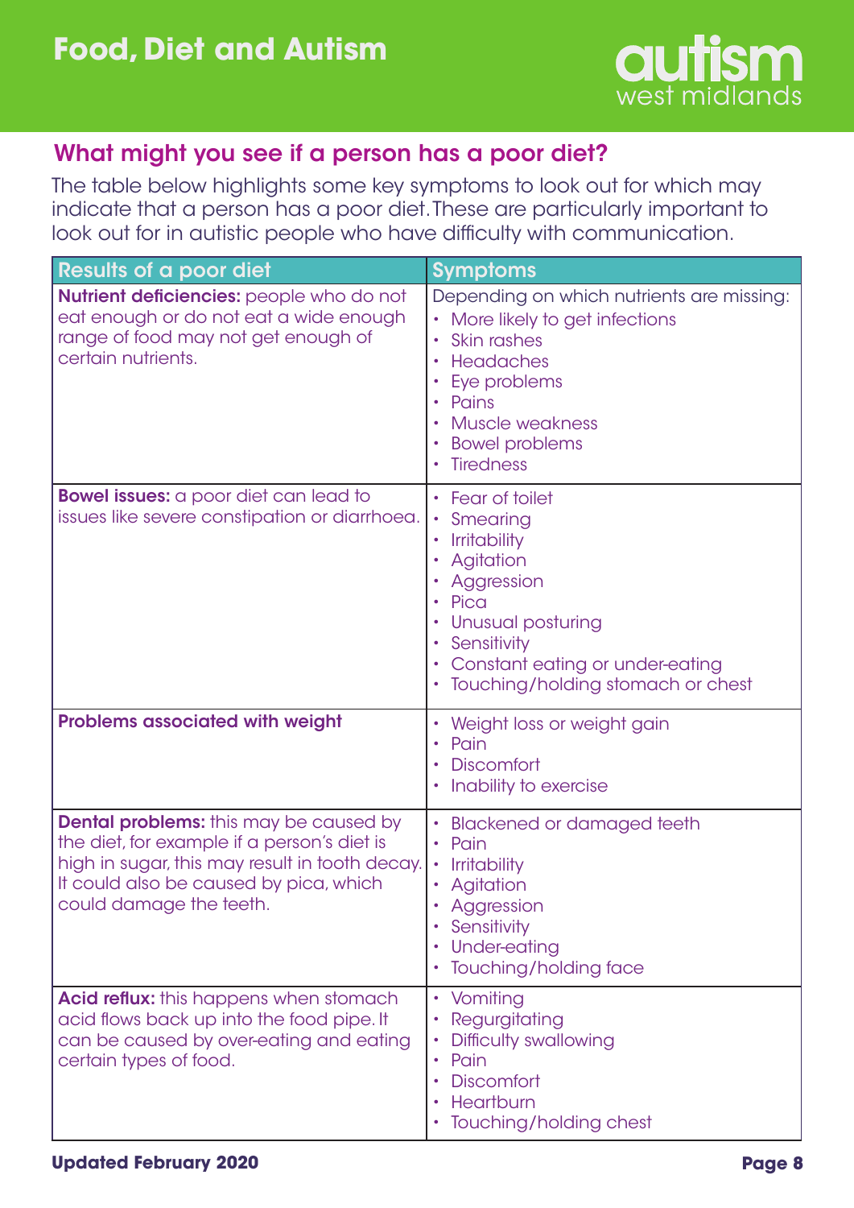## What might you see if a person has a poor diet?

The table below highlights some key symptoms to look out for which may indicate that a person has a poor diet. These are particularly important to look out for in autistic people who have difficulty with communication.

| Results of a poor diet | Symptoms |
|---|---|
| **Nutrient deficiencies:** people who do not eat enough or do not eat a wide enough range of food may not get enough of certain nutrients. | Depending on which nutrients are missing:<br>• More likely to get infections<br>• Skin rashes<br>• Headaches<br>• Eye problems<br>• Pains<br>• Muscle weakness<br>• Bowel problems<br>• Tiredness |
| **Bowel issues:** a poor diet can lead to issues like severe constipation or diarrhoea. | • Fear of toilet<br>• Smearing<br>• Irritability<br>• Agitation<br>• Aggression<br>• Pica<br>• Unusual posturing<br>• Sensitivity<br>• Constant eating or under-eating<br>• Touching/holding stomach or chest |
| **Problems associated with weight** | • Weight loss or weight gain<br>• Pain<br>• Discomfort<br>• Inability to exercise |
| **Dental problems:** this may be caused by the diet, for example if a person's diet is high in sugar, this may result in tooth decay. It could also be caused by pica, which could damage the teeth. | • Blackened or damaged teeth<br>• Pain<br>• Irritability<br>• Agitation<br>• Aggression<br>• Sensitivity<br>• Under-eating<br>• Touching/holding face |
| **Acid reflux:** this happens when stomach acid flows back up into the food pipe. It can be caused by over-eating and eating certain types of food. | • Vomiting<br>• Regurgitating<br>• Difficulty swallowing<br>• Pain<br>• Discomfort<br>• Heartburn<br>• Touching/holding chest |

**Updated February 2020**